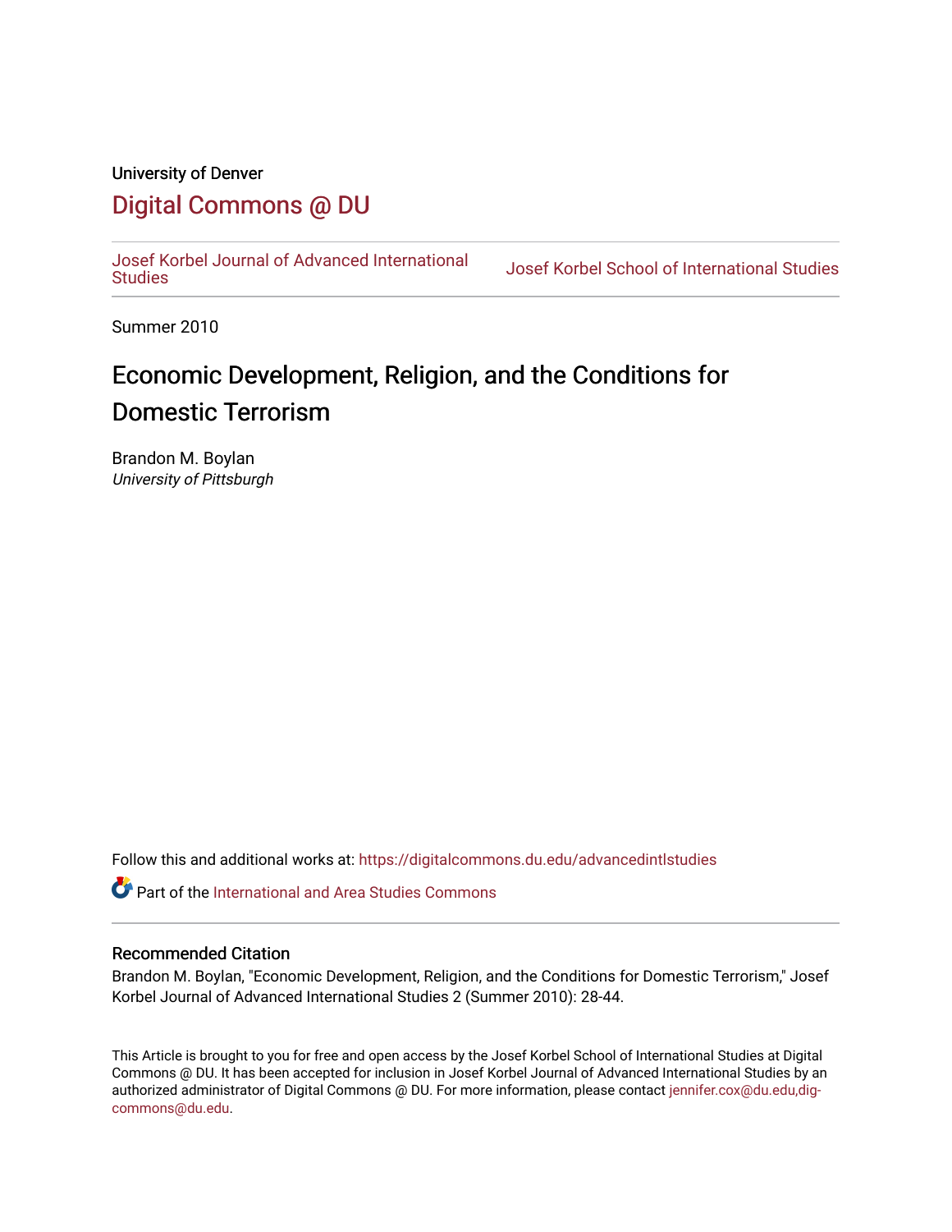University of Denver

## Digital Commons @ DU

Josef Korbel Journal of Advanced International Studies | Josef Korbel School of International Studies

Summer 2010

# Economic Development, Religion, and the Conditions for Domestic Terrorism

Brandon M. Boylan
*University of Pittsburgh*

Follow this and additional works at: https://digitalcommons.du.edu/advancedintlstudies

Part of the International and Area Studies Commons

### Recommended Citation

Brandon M. Boylan, "Economic Development, Religion, and the Conditions for Domestic Terrorism," Josef Korbel Journal of Advanced International Studies 2 (Summer 2010): 28-44.

This Article is brought to you for free and open access by the Josef Korbel School of International Studies at Digital Commons @ DU. It has been accepted for inclusion in Josef Korbel Journal of Advanced International Studies by an authorized administrator of Digital Commons @ DU. For more information, please contact jennifer.cox@du.edu,dig-commons@du.edu.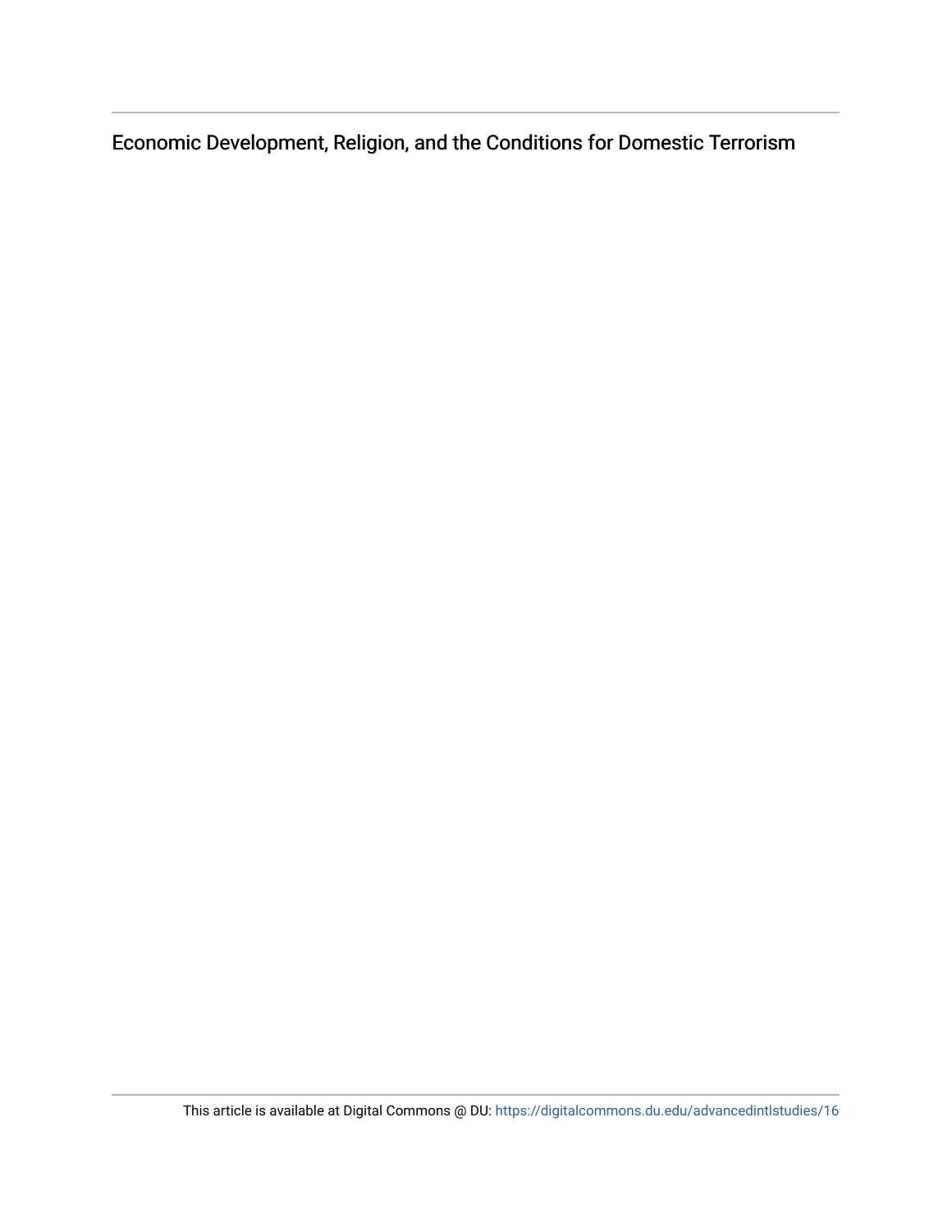Economic Development, Religion, and the Conditions for Domestic Terrorism

This article is available at Digital Commons @ DU: https://digitalcommons.du.edu/advancedintlstudies/16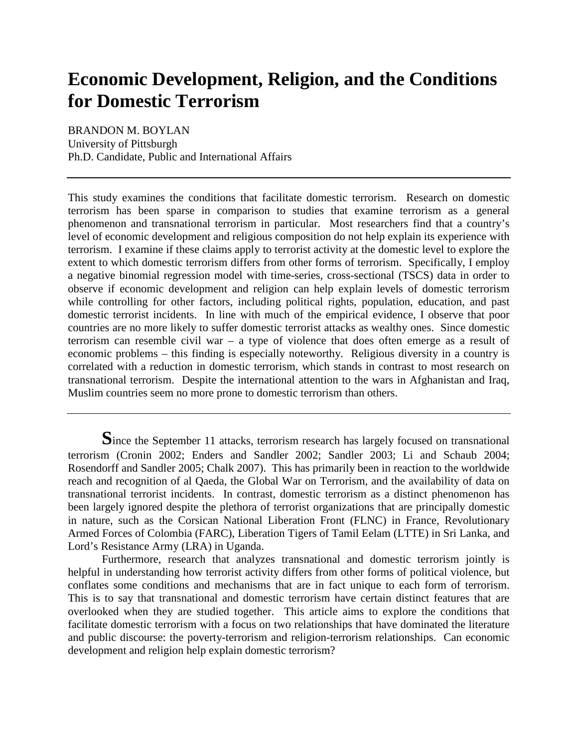# Economic Development, Religion, and the Conditions for Domestic Terrorism

BRANDON M. BOYLAN
University of Pittsburgh
Ph.D. Candidate, Public and International Affairs

---

This study examines the conditions that facilitate domestic terrorism. Research on domestic terrorism has been sparse in comparison to studies that examine terrorism as a general phenomenon and transnational terrorism in particular. Most researchers find that a country's level of economic development and religious composition do not help explain its experience with terrorism. I examine if these claims apply to terrorist activity at the domestic level to explore the extent to which domestic terrorism differs from other forms of terrorism. Specifically, I employ a negative binomial regression model with time-series, cross-sectional (TSCS) data in order to observe if economic development and religion can help explain levels of domestic terrorism while controlling for other factors, including political rights, population, education, and past domestic terrorist incidents. In line with much of the empirical evidence, I observe that poor countries are no more likely to suffer domestic terrorist attacks as wealthy ones. Since domestic terrorism can resemble civil war – a type of violence that does often emerge as a result of economic problems – this finding is especially noteworthy. Religious diversity in a country is correlated with a reduction in domestic terrorism, which stands in contrast to most research on transnational terrorism. Despite the international attention to the wars in Afghanistan and Iraq, Muslim countries seem no more prone to domestic terrorism than others.

---

**S**ince the September 11 attacks, terrorism research has largely focused on transnational terrorism (Cronin 2002; Enders and Sandler 2002; Sandler 2003; Li and Schaub 2004; Rosendorff and Sandler 2005; Chalk 2007). This has primarily been in reaction to the worldwide reach and recognition of al Qaeda, the Global War on Terrorism, and the availability of data on transnational terrorist incidents. In contrast, domestic terrorism as a distinct phenomenon has been largely ignored despite the plethora of terrorist organizations that are principally domestic in nature, such as the Corsican National Liberation Front (FLNC) in France, Revolutionary Armed Forces of Colombia (FARC), Liberation Tigers of Tamil Eelam (LTTE) in Sri Lanka, and Lord's Resistance Army (LRA) in Uganda.

Furthermore, research that analyzes transnational and domestic terrorism jointly is helpful in understanding how terrorist activity differs from other forms of political violence, but conflates some conditions and mechanisms that are in fact unique to each form of terrorism. This is to say that transnational and domestic terrorism have certain distinct features that are overlooked when they are studied together. This article aims to explore the conditions that facilitate domestic terrorism with a focus on two relationships that have dominated the literature and public discourse: the poverty-terrorism and religion-terrorism relationships. Can economic development and religion help explain domestic terrorism?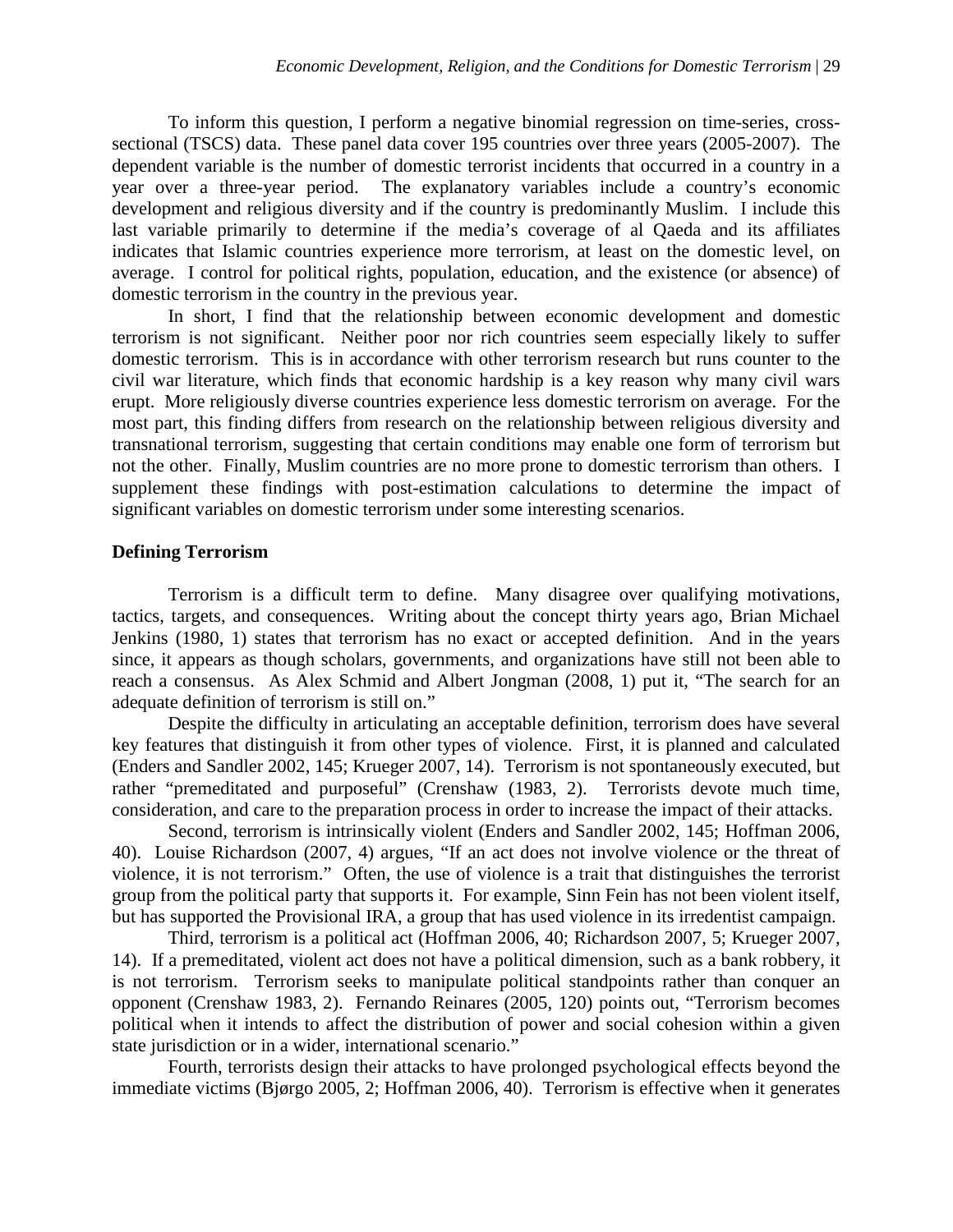To inform this question, I perform a negative binomial regression on time-series, cross-sectional (TSCS) data. These panel data cover 195 countries over three years (2005-2007). The dependent variable is the number of domestic terrorist incidents that occurred in a country in a year over a three-year period. The explanatory variables include a country's economic development and religious diversity and if the country is predominantly Muslim. I include this last variable primarily to determine if the media's coverage of al Qaeda and its affiliates indicates that Islamic countries experience more terrorism, at least on the domestic level, on average. I control for political rights, population, education, and the existence (or absence) of domestic terrorism in the country in the previous year.

In short, I find that the relationship between economic development and domestic terrorism is not significant. Neither poor nor rich countries seem especially likely to suffer domestic terrorism. This is in accordance with other terrorism research but runs counter to the civil war literature, which finds that economic hardship is a key reason why many civil wars erupt. More religiously diverse countries experience less domestic terrorism on average. For the most part, this finding differs from research on the relationship between religious diversity and transnational terrorism, suggesting that certain conditions may enable one form of terrorism but not the other. Finally, Muslim countries are no more prone to domestic terrorism than others. I supplement these findings with post-estimation calculations to determine the impact of significant variables on domestic terrorism under some interesting scenarios.

## Defining Terrorism

Terrorism is a difficult term to define. Many disagree over qualifying motivations, tactics, targets, and consequences. Writing about the concept thirty years ago, Brian Michael Jenkins (1980, 1) states that terrorism has no exact or accepted definition. And in the years since, it appears as though scholars, governments, and organizations have still not been able to reach a consensus. As Alex Schmid and Albert Jongman (2008, 1) put it, "The search for an adequate definition of terrorism is still on."

Despite the difficulty in articulating an acceptable definition, terrorism does have several key features that distinguish it from other types of violence. First, it is planned and calculated (Enders and Sandler 2002, 145; Krueger 2007, 14). Terrorism is not spontaneously executed, but rather "premeditated and purposeful" (Crenshaw (1983, 2). Terrorists devote much time, consideration, and care to the preparation process in order to increase the impact of their attacks.

Second, terrorism is intrinsically violent (Enders and Sandler 2002, 145; Hoffman 2006, 40). Louise Richardson (2007, 4) argues, "If an act does not involve violence or the threat of violence, it is not terrorism." Often, the use of violence is a trait that distinguishes the terrorist group from the political party that supports it. For example, Sinn Fein has not been violent itself, but has supported the Provisional IRA, a group that has used violence in its irredentist campaign.

Third, terrorism is a political act (Hoffman 2006, 40; Richardson 2007, 5; Krueger 2007, 14). If a premeditated, violent act does not have a political dimension, such as a bank robbery, it is not terrorism. Terrorism seeks to manipulate political standpoints rather than conquer an opponent (Crenshaw 1983, 2). Fernando Reinares (2005, 120) points out, "Terrorism becomes political when it intends to affect the distribution of power and social cohesion within a given state jurisdiction or in a wider, international scenario."

Fourth, terrorists design their attacks to have prolonged psychological effects beyond the immediate victims (Bjørgo 2005, 2; Hoffman 2006, 40). Terrorism is effective when it generates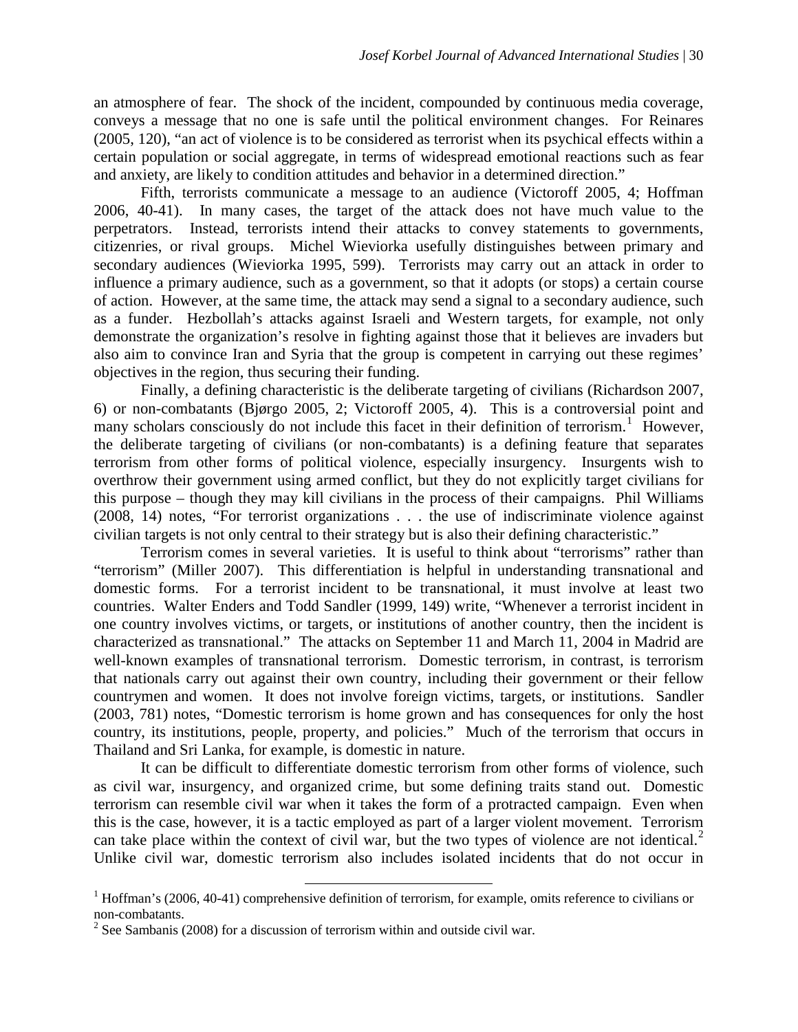an atmosphere of fear. The shock of the incident, compounded by continuous media coverage, conveys a message that no one is safe until the political environment changes. For Reinares (2005, 120), "an act of violence is to be considered as terrorist when its psychical effects within a certain population or social aggregate, in terms of widespread emotional reactions such as fear and anxiety, are likely to condition attitudes and behavior in a determined direction."

Fifth, terrorists communicate a message to an audience (Victoroff 2005, 4; Hoffman 2006, 40-41). In many cases, the target of the attack does not have much value to the perpetrators. Instead, terrorists intend their attacks to convey statements to governments, citizenries, or rival groups. Michel Wieviorka usefully distinguishes between primary and secondary audiences (Wieviorka 1995, 599). Terrorists may carry out an attack in order to influence a primary audience, such as a government, so that it adopts (or stops) a certain course of action. However, at the same time, the attack may send a signal to a secondary audience, such as a funder. Hezbollah's attacks against Israeli and Western targets, for example, not only demonstrate the organization's resolve in fighting against those that it believes are invaders but also aim to convince Iran and Syria that the group is competent in carrying out these regimes' objectives in the region, thus securing their funding.

Finally, a defining characteristic is the deliberate targeting of civilians (Richardson 2007, 6) or non-combatants (Bjørgo 2005, 2; Victoroff 2005, 4). This is a controversial point and many scholars consciously do not include this facet in their definition of terrorism.[1] However, the deliberate targeting of civilians (or non-combatants) is a defining feature that separates terrorism from other forms of political violence, especially insurgency. Insurgents wish to overthrow their government using armed conflict, but they do not explicitly target civilians for this purpose – though they may kill civilians in the process of their campaigns. Phil Williams (2008, 14) notes, "For terrorist organizations . . . the use of indiscriminate violence against civilian targets is not only central to their strategy but is also their defining characteristic."

Terrorism comes in several varieties. It is useful to think about "terrorisms" rather than "terrorism" (Miller 2007). This differentiation is helpful in understanding transnational and domestic forms. For a terrorist incident to be transnational, it must involve at least two countries. Walter Enders and Todd Sandler (1999, 149) write, "Whenever a terrorist incident in one country involves victims, or targets, or institutions of another country, then the incident is characterized as transnational." The attacks on September 11 and March 11, 2004 in Madrid are well-known examples of transnational terrorism. Domestic terrorism, in contrast, is terrorism that nationals carry out against their own country, including their government or their fellow countrymen and women. It does not involve foreign victims, targets, or institutions. Sandler (2003, 781) notes, "Domestic terrorism is home grown and has consequences for only the host country, its institutions, people, property, and policies." Much of the terrorism that occurs in Thailand and Sri Lanka, for example, is domestic in nature.

It can be difficult to differentiate domestic terrorism from other forms of violence, such as civil war, insurgency, and organized crime, but some defining traits stand out. Domestic terrorism can resemble civil war when it takes the form of a protracted campaign. Even when this is the case, however, it is a tactic employed as part of a larger violent movement. Terrorism can take place within the context of civil war, but the two types of violence are not identical.[2] Unlike civil war, domestic terrorism also includes isolated incidents that do not occur in

[1] Hoffman's (2006, 40-41) comprehensive definition of terrorism, for example, omits reference to civilians or non-combatants.

[2] See Sambanis (2008) for a discussion of terrorism within and outside civil war.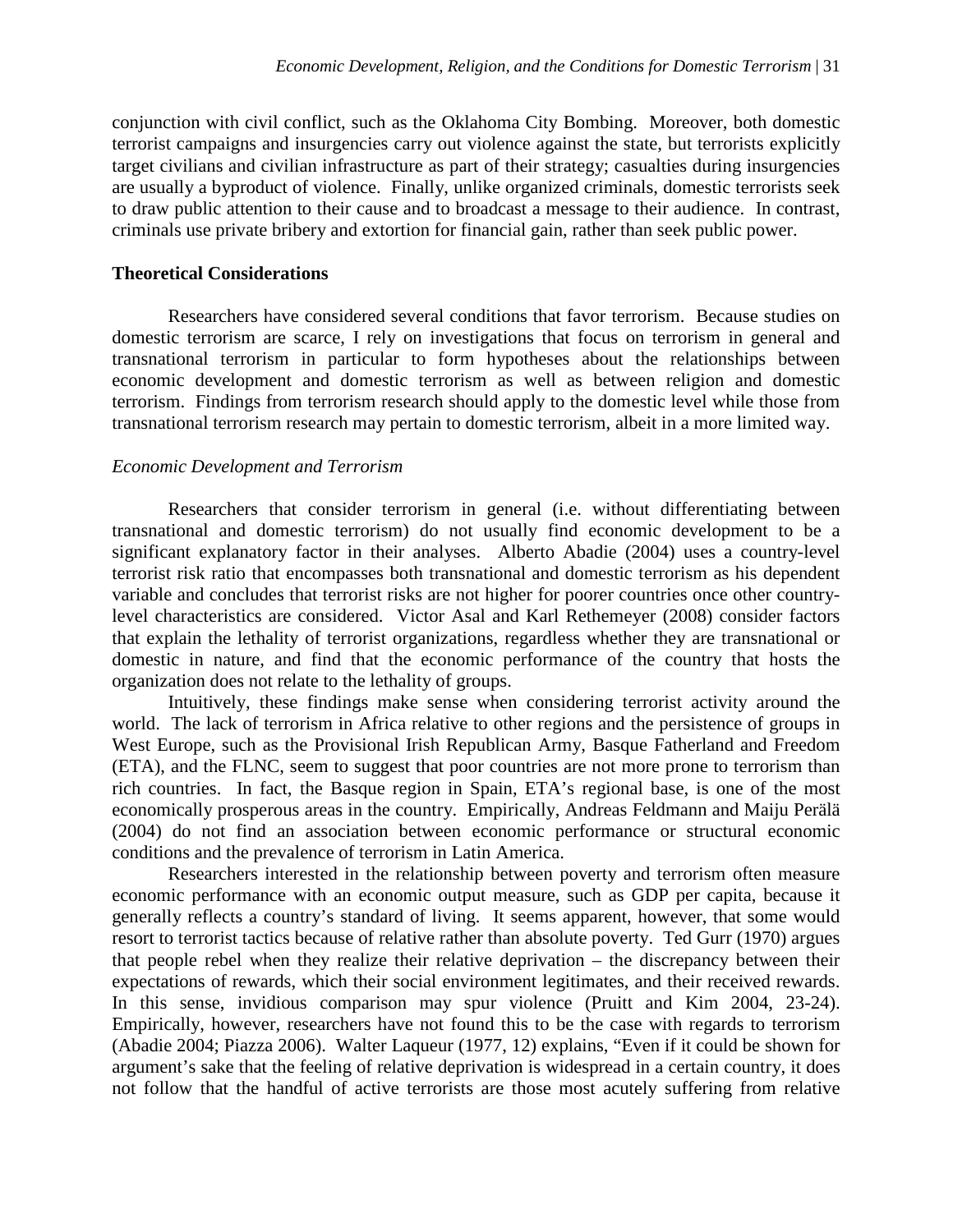conjunction with civil conflict, such as the Oklahoma City Bombing. Moreover, both domestic terrorist campaigns and insurgencies carry out violence against the state, but terrorists explicitly target civilians and civilian infrastructure as part of their strategy; casualties during insurgencies are usually a byproduct of violence. Finally, unlike organized criminals, domestic terrorists seek to draw public attention to their cause and to broadcast a message to their audience. In contrast, criminals use private bribery and extortion for financial gain, rather than seek public power.

## Theoretical Considerations

Researchers have considered several conditions that favor terrorism. Because studies on domestic terrorism are scarce, I rely on investigations that focus on terrorism in general and transnational terrorism in particular to form hypotheses about the relationships between economic development and domestic terrorism as well as between religion and domestic terrorism. Findings from terrorism research should apply to the domestic level while those from transnational terrorism research may pertain to domestic terrorism, albeit in a more limited way.

### *Economic Development and Terrorism*

Researchers that consider terrorism in general (i.e. without differentiating between transnational and domestic terrorism) do not usually find economic development to be a significant explanatory factor in their analyses. Alberto Abadie (2004) uses a country-level terrorist risk ratio that encompasses both transnational and domestic terrorism as his dependent variable and concludes that terrorist risks are not higher for poorer countries once other country-level characteristics are considered. Victor Asal and Karl Rethemeyer (2008) consider factors that explain the lethality of terrorist organizations, regardless whether they are transnational or domestic in nature, and find that the economic performance of the country that hosts the organization does not relate to the lethality of groups.

Intuitively, these findings make sense when considering terrorist activity around the world. The lack of terrorism in Africa relative to other regions and the persistence of groups in West Europe, such as the Provisional Irish Republican Army, Basque Fatherland and Freedom (ETA), and the FLNC, seem to suggest that poor countries are not more prone to terrorism than rich countries. In fact, the Basque region in Spain, ETA's regional base, is one of the most economically prosperous areas in the country. Empirically, Andreas Feldmann and Maiju Perälä (2004) do not find an association between economic performance or structural economic conditions and the prevalence of terrorism in Latin America.

Researchers interested in the relationship between poverty and terrorism often measure economic performance with an economic output measure, such as GDP per capita, because it generally reflects a country's standard of living. It seems apparent, however, that some would resort to terrorist tactics because of relative rather than absolute poverty. Ted Gurr (1970) argues that people rebel when they realize their relative deprivation – the discrepancy between their expectations of rewards, which their social environment legitimates, and their received rewards. In this sense, invidious comparison may spur violence (Pruitt and Kim 2004, 23-24). Empirically, however, researchers have not found this to be the case with regards to terrorism (Abadie 2004; Piazza 2006). Walter Laqueur (1977, 12) explains, "Even if it could be shown for argument's sake that the feeling of relative deprivation is widespread in a certain country, it does not follow that the handful of active terrorists are those most acutely suffering from relative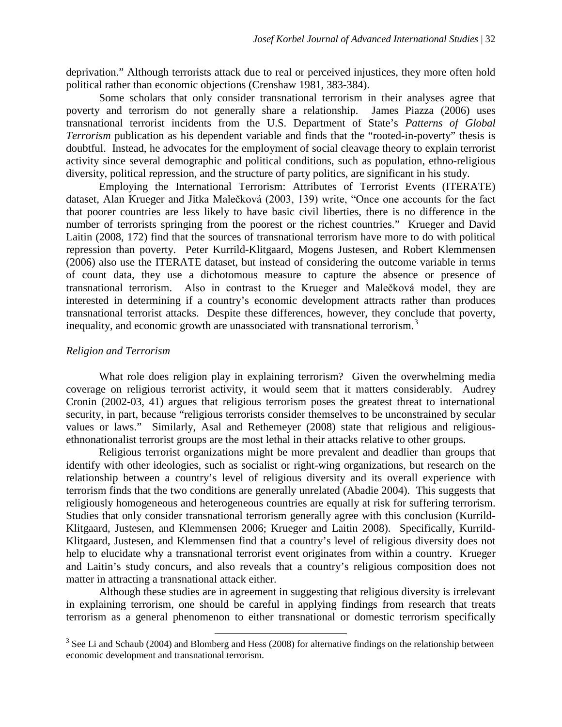deprivation." Although terrorists attack due to real or perceived injustices, they more often hold political rather than economic objections (Crenshaw 1981, 383-384).

Some scholars that only consider transnational terrorism in their analyses agree that poverty and terrorism do not generally share a relationship. James Piazza (2006) uses transnational terrorist incidents from the U.S. Department of State's *Patterns of Global Terrorism* publication as his dependent variable and finds that the "rooted-in-poverty" thesis is doubtful. Instead, he advocates for the employment of social cleavage theory to explain terrorist activity since several demographic and political conditions, such as population, ethno-religious diversity, political repression, and the structure of party politics, are significant in his study.

Employing the International Terrorism: Attributes of Terrorist Events (ITERATE) dataset, Alan Krueger and Jitka Malečková (2003, 139) write, "Once one accounts for the fact that poorer countries are less likely to have basic civil liberties, there is no difference in the number of terrorists springing from the poorest or the richest countries." Krueger and David Laitin (2008, 172) find that the sources of transnational terrorism have more to do with political repression than poverty. Peter Kurrild-Klitgaard, Mogens Justesen, and Robert Klemmensen (2006) also use the ITERATE dataset, but instead of considering the outcome variable in terms of count data, they use a dichotomous measure to capture the absence or presence of transnational terrorism. Also in contrast to the Krueger and Malečková model, they are interested in determining if a country's economic development attracts rather than produces transnational terrorist attacks. Despite these differences, however, they conclude that poverty, inequality, and economic growth are unassociated with transnational terrorism.[3]

### *Religion and Terrorism*

What role does religion play in explaining terrorism? Given the overwhelming media coverage on religious terrorist activity, it would seem that it matters considerably. Audrey Cronin (2002-03, 41) argues that religious terrorism poses the greatest threat to international security, in part, because "religious terrorists consider themselves to be unconstrained by secular values or laws." Similarly, Asal and Rethemeyer (2008) state that religious and religious-ethnonationalist terrorist groups are the most lethal in their attacks relative to other groups.

Religious terrorist organizations might be more prevalent and deadlier than groups that identify with other ideologies, such as socialist or right-wing organizations, but research on the relationship between a country's level of religious diversity and its overall experience with terrorism finds that the two conditions are generally unrelated (Abadie 2004). This suggests that religiously homogeneous and heterogeneous countries are equally at risk for suffering terrorism. Studies that only consider transnational terrorism generally agree with this conclusion (Kurrild-Klitgaard, Justesen, and Klemmensen 2006; Krueger and Laitin 2008). Specifically, Kurrild-Klitgaard, Justesen, and Klemmensen find that a country's level of religious diversity does not help to elucidate why a transnational terrorist event originates from within a country. Krueger and Laitin's study concurs, and also reveals that a country's religious composition does not matter in attracting a transnational attack either.

Although these studies are in agreement in suggesting that religious diversity is irrelevant in explaining terrorism, one should be careful in applying findings from research that treats terrorism as a general phenomenon to either transnational or domestic terrorism specifically

---

[3] See Li and Schaub (2004) and Blomberg and Hess (2008) for alternative findings on the relationship between economic development and transnational terrorism.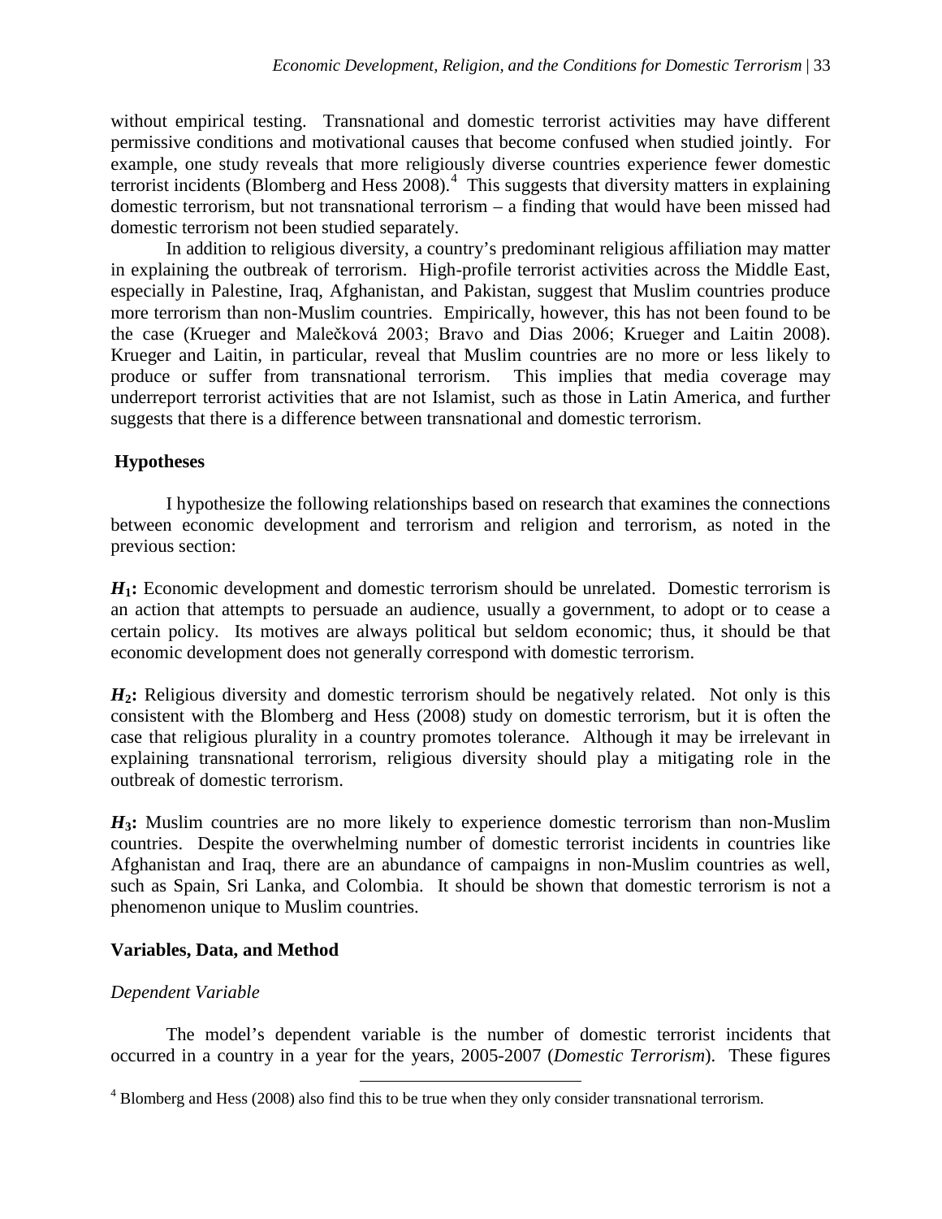without empirical testing. Transnational and domestic terrorist activities may have different permissive conditions and motivational causes that become confused when studied jointly. For example, one study reveals that more religiously diverse countries experience fewer domestic terrorist incidents (Blomberg and Hess 2008).[4] This suggests that diversity matters in explaining domestic terrorism, but not transnational terrorism – a finding that would have been missed had domestic terrorism not been studied separately.

In addition to religious diversity, a country's predominant religious affiliation may matter in explaining the outbreak of terrorism. High-profile terrorist activities across the Middle East, especially in Palestine, Iraq, Afghanistan, and Pakistan, suggest that Muslim countries produce more terrorism than non-Muslim countries. Empirically, however, this has not been found to be the case (Krueger and Malečková 2003; Bravo and Dias 2006; Krueger and Laitin 2008). Krueger and Laitin, in particular, reveal that Muslim countries are no more or less likely to produce or suffer from transnational terrorism. This implies that media coverage may underreport terrorist activities that are not Islamist, such as those in Latin America, and further suggests that there is a difference between transnational and domestic terrorism.

### Hypotheses

I hypothesize the following relationships based on research that examines the connections between economic development and terrorism and religion and terrorism, as noted in the previous section:

***H*₁:** Economic development and domestic terrorism should be unrelated. Domestic terrorism is an action that attempts to persuade an audience, usually a government, to adopt or to cease a certain policy. Its motives are always political but seldom economic; thus, it should be that economic development does not generally correspond with domestic terrorism.

***H*₂:** Religious diversity and domestic terrorism should be negatively related. Not only is this consistent with the Blomberg and Hess (2008) study on domestic terrorism, but it is often the case that religious plurality in a country promotes tolerance. Although it may be irrelevant in explaining transnational terrorism, religious diversity should play a mitigating role in the outbreak of domestic terrorism.

***H*₃:** Muslim countries are no more likely to experience domestic terrorism than non-Muslim countries. Despite the overwhelming number of domestic terrorist incidents in countries like Afghanistan and Iraq, there are an abundance of campaigns in non-Muslim countries as well, such as Spain, Sri Lanka, and Colombia. It should be shown that domestic terrorism is not a phenomenon unique to Muslim countries.

### Variables, Data, and Method

#### *Dependent Variable*

The model's dependent variable is the number of domestic terrorist incidents that occurred in a country in a year for the years, 2005-2007 (*Domestic Terrorism*). These figures

[4] Blomberg and Hess (2008) also find this to be true when they only consider transnational terrorism.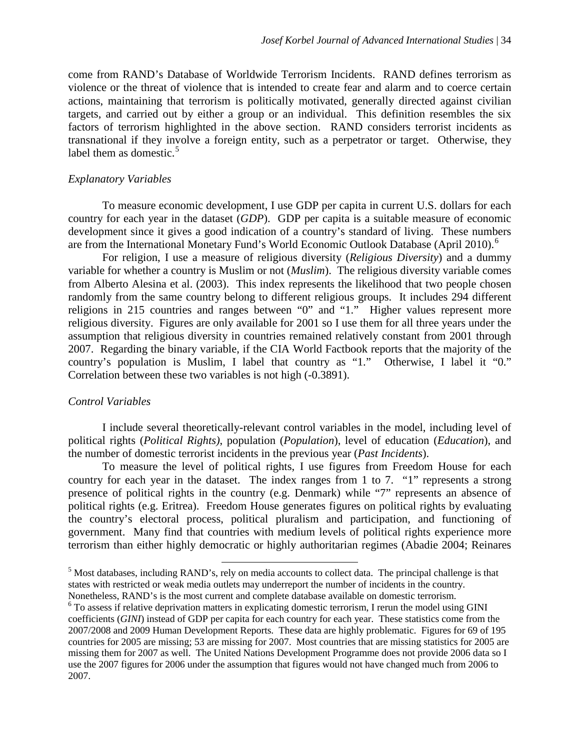come from RAND's Database of Worldwide Terrorism Incidents. RAND defines terrorism as violence or the threat of violence that is intended to create fear and alarm and to coerce certain actions, maintaining that terrorism is politically motivated, generally directed against civilian targets, and carried out by either a group or an individual. This definition resembles the six factors of terrorism highlighted in the above section. RAND considers terrorist incidents as transnational if they involve a foreign entity, such as a perpetrator or target. Otherwise, they label them as domestic.[5]

### *Explanatory Variables*

To measure economic development, I use GDP per capita in current U.S. dollars for each country for each year in the dataset (*GDP*). GDP per capita is a suitable measure of economic development since it gives a good indication of a country's standard of living. These numbers are from the International Monetary Fund's World Economic Outlook Database (April 2010).[6]

For religion, I use a measure of religious diversity (*Religious Diversity*) and a dummy variable for whether a country is Muslim or not (*Muslim*). The religious diversity variable comes from Alberto Alesina et al. (2003). This index represents the likelihood that two people chosen randomly from the same country belong to different religious groups. It includes 294 different religions in 215 countries and ranges between "0" and "1." Higher values represent more religious diversity. Figures are only available for 2001 so I use them for all three years under the assumption that religious diversity in countries remained relatively constant from 2001 through 2007. Regarding the binary variable, if the CIA World Factbook reports that the majority of the country's population is Muslim, I label that country as "1." Otherwise, I label it "0." Correlation between these two variables is not high (-0.3891).

### *Control Variables*

I include several theoretically-relevant control variables in the model, including level of political rights (*Political Rights)*, population (*Population*), level of education (*Education*), and the number of domestic terrorist incidents in the previous year (*Past Incidents*).

To measure the level of political rights, I use figures from Freedom House for each country for each year in the dataset. The index ranges from 1 to 7. "1" represents a strong presence of political rights in the country (e.g. Denmark) while "7" represents an absence of political rights (e.g. Eritrea). Freedom House generates figures on political rights by evaluating the country's electoral process, political pluralism and participation, and functioning of government. Many find that countries with medium levels of political rights experience more terrorism than either highly democratic or highly authoritarian regimes (Abadie 2004; Reinares

---

[5] Most databases, including RAND's, rely on media accounts to collect data. The principal challenge is that states with restricted or weak media outlets may underreport the number of incidents in the country. Nonetheless, RAND's is the most current and complete database available on domestic terrorism.

[6] To assess if relative deprivation matters in explicating domestic terrorism, I rerun the model using GINI coefficients (*GINI*) instead of GDP per capita for each country for each year. These statistics come from the 2007/2008 and 2009 Human Development Reports. These data are highly problematic. Figures for 69 of 195 countries for 2005 are missing; 53 are missing for 2007. Most countries that are missing statistics for 2005 are missing them for 2007 as well. The United Nations Development Programme does not provide 2006 data so I use the 2007 figures for 2006 under the assumption that figures would not have changed much from 2006 to 2007.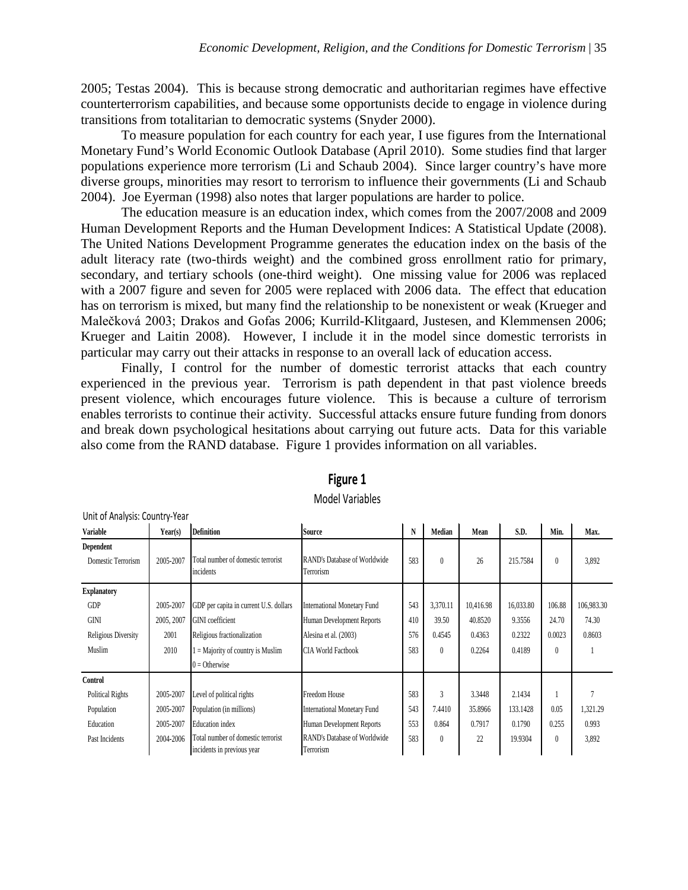2005; Testas 2004). This is because strong democratic and authoritarian regimes have effective counterterrorism capabilities, and because some opportunists decide to engage in violence during transitions from totalitarian to democratic systems (Snyder 2000).

To measure population for each country for each year, I use figures from the International Monetary Fund's World Economic Outlook Database (April 2010). Some studies find that larger populations experience more terrorism (Li and Schaub 2004). Since larger country's have more diverse groups, minorities may resort to terrorism to influence their governments (Li and Schaub 2004). Joe Eyerman (1998) also notes that larger populations are harder to police.

The education measure is an education index, which comes from the 2007/2008 and 2009 Human Development Reports and the Human Development Indices: A Statistical Update (2008). The United Nations Development Programme generates the education index on the basis of the adult literacy rate (two-thirds weight) and the combined gross enrollment ratio for primary, secondary, and tertiary schools (one-third weight). One missing value for 2006 was replaced with a 2007 figure and seven for 2005 were replaced with 2006 data. The effect that education has on terrorism is mixed, but many find the relationship to be nonexistent or weak (Krueger and Malečková 2003; Drakos and Gofas 2006; Kurrild-Klitgaard, Justesen, and Klemmensen 2006; Krueger and Laitin 2008). However, I include it in the model since domestic terrorists in particular may carry out their attacks in response to an overall lack of education access.

Finally, I control for the number of domestic terrorist attacks that each country experienced in the previous year. Terrorism is path dependent in that past violence breeds present violence, which encourages future violence. This is because a culture of terrorism enables terrorists to continue their activity. Successful attacks ensure future funding from donors and break down psychological hesitations about carrying out future acts. Data for this variable also come from the RAND database. Figure 1 provides information on all variables.

**Figure 1**

Model Variables

Unit of Analysis: Country-Year

| Variable | Year(s) | Definition | Source | N | Median | Mean | S.D. | Min. | Max. |
|---|---|---|---|---|---|---|---|---|---|
| **Dependent** | | | | | | | | | |
| Domestic Terrorism | 2005-2007 | Total number of domestic terrorist incidents | RAND's Database of Worldwide Terrorism | 583 | 0 | 26 | 215.7584 | 0 | 3,892 |
| **Explanatory** | | | | | | | | | |
| GDP | 2005-2007 | GDP per capita in current U.S. dollars | International Monetary Fund | 543 | 3,370.11 | 10,416.98 | 16,033.80 | 106.88 | 106,983.30 |
| GINI | 2005, 2007 | GINI coefficient | Human Development Reports | 410 | 39.50 | 40.8520 | 9.3556 | 24.70 | 74.30 |
| Religious Diversity | 2001 | Religious fractionalization | Alesina et al. (2003) | 576 | 0.4545 | 0.4363 | 0.2322 | 0.0023 | 0.8603 |
| Muslim | 2010 | 1 = Majority of country is Muslim<br>0 = Otherwise | CIA World Factbook | 583 | 0 | 0.2264 | 0.4189 | 0 | 1 |
| **Control** | | | | | | | | | |
| Political Rights | 2005-2007 | Level of political rights | Freedom House | 583 | 3 | 3.3448 | 2.1434 | 1 | 7 |
| Population | 2005-2007 | Population (in millions) | International Monetary Fund | 543 | 7.4410 | 35.8966 | 133.1428 | 0.05 | 1,321.29 |
| Education | 2005-2007 | Education index | Human Development Reports | 553 | 0.864 | 0.7917 | 0.1790 | 0.255 | 0.993 |
| Past Incidents | 2004-2006 | Total number of domestic terrorist incidents in previous year | RAND's Database of Worldwide Terrorism | 583 | 0 | 22 | 19.9304 | 0 | 3,892 |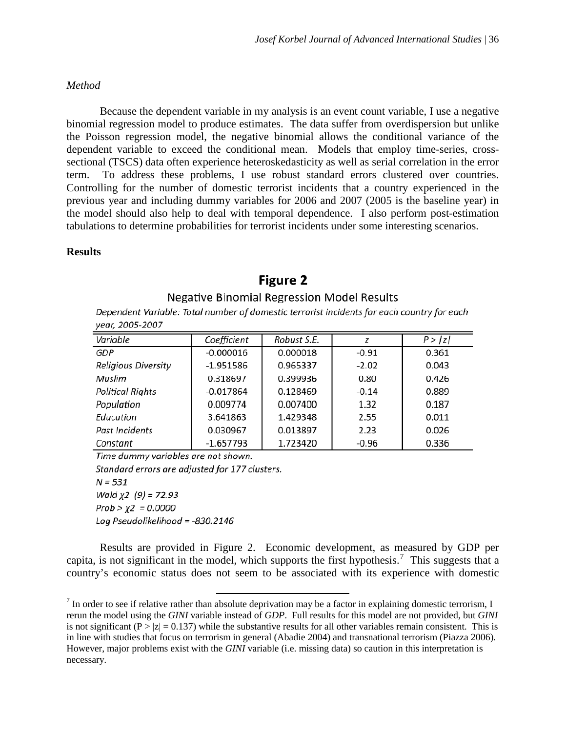*Method*

Because the dependent variable in my analysis is an event count variable, I use a negative binomial regression model to produce estimates. The data suffer from overdispersion but unlike the Poisson regression model, the negative binomial allows the conditional variance of the dependent variable to exceed the conditional mean. Models that employ time-series, cross-sectional (TSCS) data often experience heteroskedasticity as well as serial correlation in the error term. To address these problems, I use robust standard errors clustered over countries. Controlling for the number of domestic terrorist incidents that a country experienced in the previous year and including dummy variables for 2006 and 2007 (2005 is the baseline year) in the model should also help to deal with temporal dependence. I also perform post-estimation tabulations to determine probabilities for terrorist incidents under some interesting scenarios.

**Results**

**Figure 2**

Negative Binomial Regression Model Results

*Dependent Variable: Total number of domestic terrorist incidents for each country for each year, 2005-2007*

| *Variable* | *Coefficient* | *Robust S.E.* | *z* | *P > \|z\|* |
|---|---|---|---|---|
| *GDP* | -0.000016 | 0.000018 | -0.91 | 0.361 |
| *Religious Diversity* | -1.951586 | 0.965337 | -2.02 | 0.043 |
| *Muslim* | 0.318697 | 0.399936 | 0.80 | 0.426 |
| *Political Rights* | -0.017864 | 0.128469 | -0.14 | 0.889 |
| *Population* | 0.009774 | 0.007400 | 1.32 | 0.187 |
| *Education* | 3.641863 | 1.429348 | 2.55 | 0.011 |
| *Past Incidents* | 0.030967 | 0.013897 | 2.23 | 0.026 |
| *Constant* | -1.657793 | 1.723420 | -0.96 | 0.336 |

*Time dummy variables are not shown.*
*Standard errors are adjusted for 177 clusters.*
*N = 531*
*Wald $\chi^2$ (9) = 72.93*
*Prob > $\chi^2$ = 0.0000*
*Log Pseudolikelihood = -830.2146*

Results are provided in Figure 2. Economic development, as measured by GDP per capita, is not significant in the model, which supports the first hypothesis.[7] This suggests that a country's economic status does not seem to be associated with its experience with domestic

[7] In order to see if relative rather than absolute deprivation may be a factor in explaining domestic terrorism, I rerun the model using the *GINI* variable instead of *GDP*. Full results for this model are not provided, but *GINI* is not significant (P > |z| = 0.137) while the substantive results for all other variables remain consistent. This is in line with studies that focus on terrorism in general (Abadie 2004) and transnational terrorism (Piazza 2006). However, major problems exist with the *GINI* variable (i.e. missing data) so caution in this interpretation is necessary.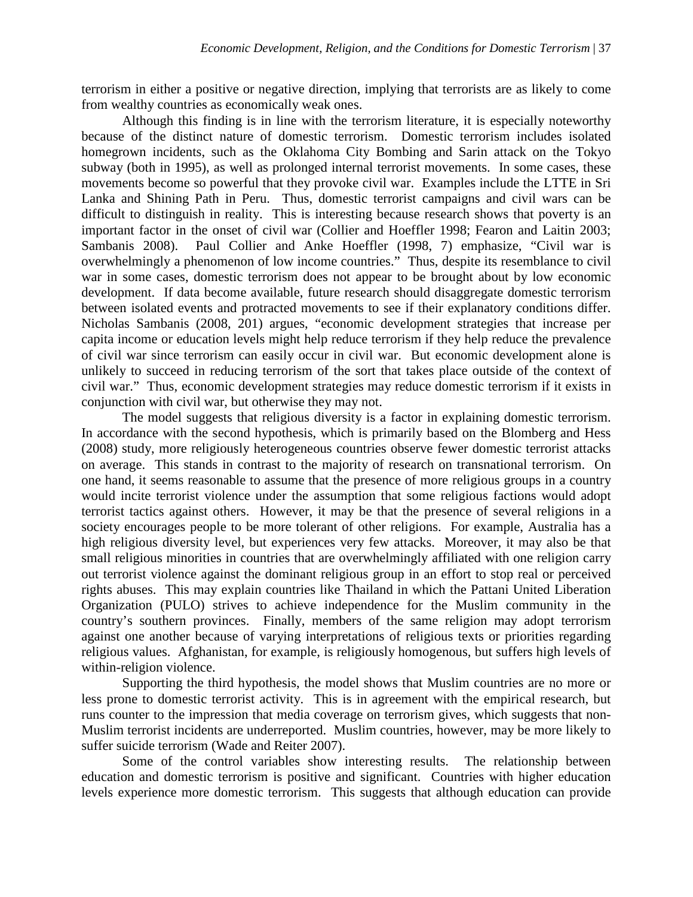terrorism in either a positive or negative direction, implying that terrorists are as likely to come from wealthy countries as economically weak ones.

Although this finding is in line with the terrorism literature, it is especially noteworthy because of the distinct nature of domestic terrorism. Domestic terrorism includes isolated homegrown incidents, such as the Oklahoma City Bombing and Sarin attack on the Tokyo subway (both in 1995), as well as prolonged internal terrorist movements. In some cases, these movements become so powerful that they provoke civil war. Examples include the LTTE in Sri Lanka and Shining Path in Peru. Thus, domestic terrorist campaigns and civil wars can be difficult to distinguish in reality. This is interesting because research shows that poverty is an important factor in the onset of civil war (Collier and Hoeffler 1998; Fearon and Laitin 2003; Sambanis 2008). Paul Collier and Anke Hoeffler (1998, 7) emphasize, "Civil war is overwhelmingly a phenomenon of low income countries." Thus, despite its resemblance to civil war in some cases, domestic terrorism does not appear to be brought about by low economic development. If data become available, future research should disaggregate domestic terrorism between isolated events and protracted movements to see if their explanatory conditions differ. Nicholas Sambanis (2008, 201) argues, "economic development strategies that increase per capita income or education levels might help reduce terrorism if they help reduce the prevalence of civil war since terrorism can easily occur in civil war. But economic development alone is unlikely to succeed in reducing terrorism of the sort that takes place outside of the context of civil war." Thus, economic development strategies may reduce domestic terrorism if it exists in conjunction with civil war, but otherwise they may not.

The model suggests that religious diversity is a factor in explaining domestic terrorism. In accordance with the second hypothesis, which is primarily based on the Blomberg and Hess (2008) study, more religiously heterogeneous countries observe fewer domestic terrorist attacks on average. This stands in contrast to the majority of research on transnational terrorism. On one hand, it seems reasonable to assume that the presence of more religious groups in a country would incite terrorist violence under the assumption that some religious factions would adopt terrorist tactics against others. However, it may be that the presence of several religions in a society encourages people to be more tolerant of other religions. For example, Australia has a high religious diversity level, but experiences very few attacks. Moreover, it may also be that small religious minorities in countries that are overwhelmingly affiliated with one religion carry out terrorist violence against the dominant religious group in an effort to stop real or perceived rights abuses. This may explain countries like Thailand in which the Pattani United Liberation Organization (PULO) strives to achieve independence for the Muslim community in the country's southern provinces. Finally, members of the same religion may adopt terrorism against one another because of varying interpretations of religious texts or priorities regarding religious values. Afghanistan, for example, is religiously homogenous, but suffers high levels of within-religion violence.

Supporting the third hypothesis, the model shows that Muslim countries are no more or less prone to domestic terrorist activity. This is in agreement with the empirical research, but runs counter to the impression that media coverage on terrorism gives, which suggests that non-Muslim terrorist incidents are underreported. Muslim countries, however, may be more likely to suffer suicide terrorism (Wade and Reiter 2007).

Some of the control variables show interesting results. The relationship between education and domestic terrorism is positive and significant. Countries with higher education levels experience more domestic terrorism. This suggests that although education can provide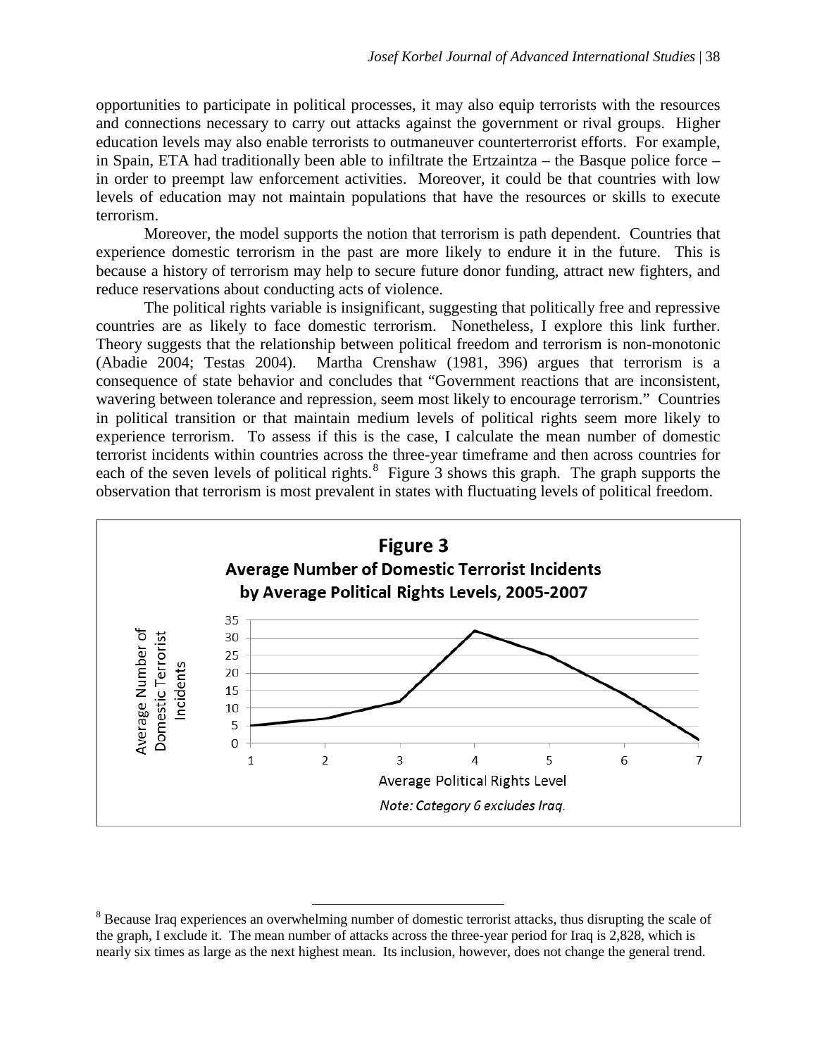opportunities to participate in political processes, it may also equip terrorists with the resources and connections necessary to carry out attacks against the government or rival groups. Higher education levels may also enable terrorists to outmaneuver counterterrorist efforts. For example, in Spain, ETA had traditionally been able to infiltrate the Ertzaintza – the Basque police force – in order to preempt law enforcement activities. Moreover, it could be that countries with low levels of education may not maintain populations that have the resources or skills to execute terrorism.

Moreover, the model supports the notion that terrorism is path dependent. Countries that experience domestic terrorism in the past are more likely to endure it in the future. This is because a history of terrorism may help to secure future donor funding, attract new fighters, and reduce reservations about conducting acts of violence.

The political rights variable is insignificant, suggesting that politically free and repressive countries are as likely to face domestic terrorism. Nonetheless, I explore this link further. Theory suggests that the relationship between political freedom and terrorism is non-monotonic (Abadie 2004; Testas 2004). Martha Crenshaw (1981, 396) argues that terrorism is a consequence of state behavior and concludes that "Government reactions that are inconsistent, wavering between tolerance and repression, seem most likely to encourage terrorism." Countries in political transition or that maintain medium levels of political rights seem more likely to experience terrorism. To assess if this is the case, I calculate the mean number of domestic terrorist incidents within countries across the three-year timeframe and then across countries for each of the seven levels of political rights.[8] Figure 3 shows this graph. The graph supports the observation that terrorism is most prevalent in states with fluctuating levels of political freedom.

**Figure 3**
**Average Number of Domestic Terrorist Incidents by Average Political Rights Levels, 2005-2007**

*Note: Category 6 excludes Iraq.*

[8] Because Iraq experiences an overwhelming number of domestic terrorist attacks, thus disrupting the scale of the graph, I exclude it. The mean number of attacks across the three-year period for Iraq is 2,828, which is nearly six times as large as the next highest mean. Its inclusion, however, does not change the general trend.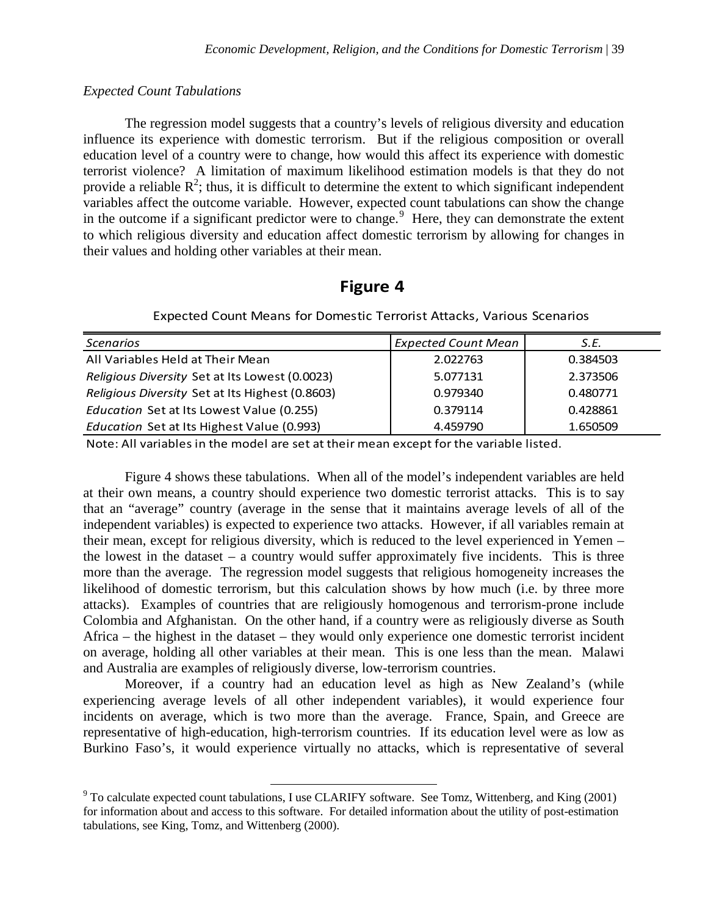*Expected Count Tabulations*

The regression model suggests that a country's levels of religious diversity and education influence its experience with domestic terrorism. But if the religious composition or overall education level of a country were to change, how would this affect its experience with domestic terrorist violence? A limitation of maximum likelihood estimation models is that they do not provide a reliable $R^2$; thus, it is difficult to determine the extent to which significant independent variables affect the outcome variable. However, expected count tabulations can show the change in the outcome if a significant predictor were to change.[9] Here, they can demonstrate the extent to which religious diversity and education affect domestic terrorism by allowing for changes in their values and holding other variables at their mean.

## Figure 4

Expected Count Means for Domestic Terrorist Attacks, Various Scenarios

| *Scenarios* | *Expected Count Mean* | *S.E.* |
|---|---|---|
| All Variables Held at Their Mean | 2.022763 | 0.384503 |
| *Religious Diversity* Set at Its Lowest (0.0023) | 5.077131 | 2.373506 |
| *Religious Diversity* Set at Its Highest (0.8603) | 0.979340 | 0.480771 |
| *Education* Set at Its Lowest Value (0.255) | 0.379114 | 0.428861 |
| *Education* Set at Its Highest Value (0.993) | 4.459790 | 1.650509 |

Note: All variables in the model are set at their mean except for the variable listed.

Figure 4 shows these tabulations. When all of the model's independent variables are held at their own means, a country should experience two domestic terrorist attacks. This is to say that an "average" country (average in the sense that it maintains average levels of all of the independent variables) is expected to experience two attacks. However, if all variables remain at their mean, except for religious diversity, which is reduced to the level experienced in Yemen – the lowest in the dataset – a country would suffer approximately five incidents. This is three more than the average. The regression model suggests that religious homogeneity increases the likelihood of domestic terrorism, but this calculation shows by how much (i.e. by three more attacks). Examples of countries that are religiously homogenous and terrorism-prone include Colombia and Afghanistan. On the other hand, if a country were as religiously diverse as South Africa – the highest in the dataset – they would only experience one domestic terrorist incident on average, holding all other variables at their mean. This is one less than the mean. Malawi and Australia are examples of religiously diverse, low-terrorism countries.

Moreover, if a country had an education level as high as New Zealand's (while experiencing average levels of all other independent variables), it would experience four incidents on average, which is two more than the average. France, Spain, and Greece are representative of high-education, high-terrorism countries. If its education level were as low as Burkino Faso's, it would experience virtually no attacks, which is representative of several

[9] To calculate expected count tabulations, I use CLARIFY software. See Tomz, Wittenberg, and King (2001) for information about and access to this software. For detailed information about the utility of post-estimation tabulations, see King, Tomz, and Wittenberg (2000).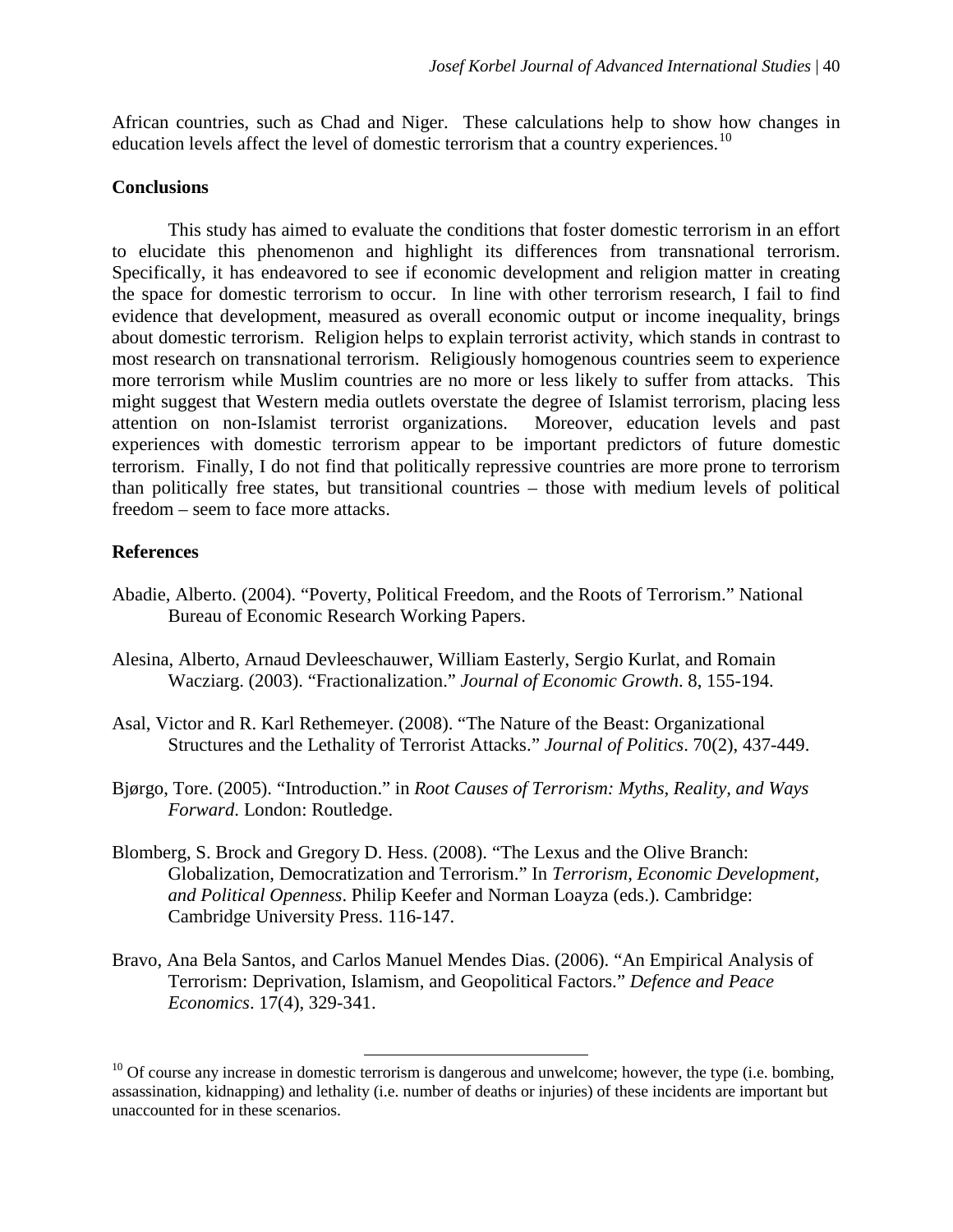African countries, such as Chad and Niger. These calculations help to show how changes in education levels affect the level of domestic terrorism that a country experiences.[10]

## Conclusions

This study has aimed to evaluate the conditions that foster domestic terrorism in an effort to elucidate this phenomenon and highlight its differences from transnational terrorism. Specifically, it has endeavored to see if economic development and religion matter in creating the space for domestic terrorism to occur. In line with other terrorism research, I fail to find evidence that development, measured as overall economic output or income inequality, brings about domestic terrorism. Religion helps to explain terrorist activity, which stands in contrast to most research on transnational terrorism. Religiously homogenous countries seem to experience more terrorism while Muslim countries are no more or less likely to suffer from attacks. This might suggest that Western media outlets overstate the degree of Islamist terrorism, placing less attention on non-Islamist terrorist organizations. Moreover, education levels and past experiences with domestic terrorism appear to be important predictors of future domestic terrorism. Finally, I do not find that politically repressive countries are more prone to terrorism than politically free states, but transitional countries – those with medium levels of political freedom – seem to face more attacks.

## References

Abadie, Alberto. (2004). "Poverty, Political Freedom, and the Roots of Terrorism." National Bureau of Economic Research Working Papers.

Alesina, Alberto, Arnaud Devleeschauwer, William Easterly, Sergio Kurlat, and Romain Wacziarg. (2003). "Fractionalization." *Journal of Economic Growth*. 8, 155-194.

Asal, Victor and R. Karl Rethemeyer. (2008). "The Nature of the Beast: Organizational Structures and the Lethality of Terrorist Attacks." *Journal of Politics*. 70(2), 437-449.

Bjørgo, Tore. (2005). "Introduction." in *Root Causes of Terrorism: Myths, Reality, and Ways Forward*. London: Routledge.

Blomberg, S. Brock and Gregory D. Hess. (2008). "The Lexus and the Olive Branch: Globalization, Democratization and Terrorism." In *Terrorism, Economic Development, and Political Openness*. Philip Keefer and Norman Loayza (eds.). Cambridge: Cambridge University Press. 116-147.

Bravo, Ana Bela Santos, and Carlos Manuel Mendes Dias. (2006). "An Empirical Analysis of Terrorism: Deprivation, Islamism, and Geopolitical Factors." *Defence and Peace Economics*. 17(4), 329-341.

---

[10] Of course any increase in domestic terrorism is dangerous and unwelcome; however, the type (i.e. bombing, assassination, kidnapping) and lethality (i.e. number of deaths or injuries) of these incidents are important but unaccounted for in these scenarios.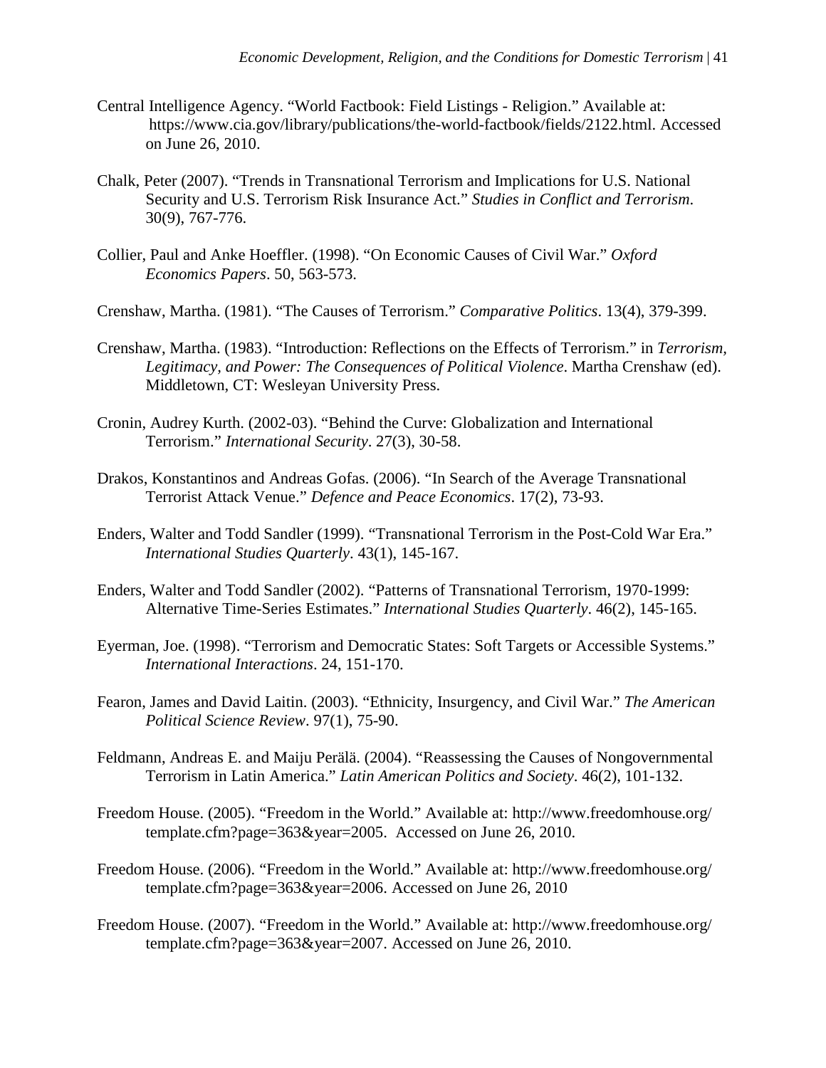Central Intelligence Agency. "World Factbook: Field Listings - Religion." Available at: https://www.cia.gov/library/publications/the-world-factbook/fields/2122.html. Accessed on June 26, 2010.

Chalk, Peter (2007). "Trends in Transnational Terrorism and Implications for U.S. National Security and U.S. Terrorism Risk Insurance Act." *Studies in Conflict and Terrorism*. 30(9), 767-776.

Collier, Paul and Anke Hoeffler. (1998). "On Economic Causes of Civil War." *Oxford Economics Papers*. 50, 563-573.

Crenshaw, Martha. (1981). "The Causes of Terrorism." *Comparative Politics*. 13(4), 379-399.

Crenshaw, Martha. (1983). "Introduction: Reflections on the Effects of Terrorism." in *Terrorism, Legitimacy, and Power: The Consequences of Political Violence*. Martha Crenshaw (ed). Middletown, CT: Wesleyan University Press.

Cronin, Audrey Kurth. (2002-03). "Behind the Curve: Globalization and International Terrorism." *International Security*. 27(3), 30-58.

Drakos, Konstantinos and Andreas Gofas. (2006). "In Search of the Average Transnational Terrorist Attack Venue." *Defence and Peace Economics*. 17(2), 73-93.

Enders, Walter and Todd Sandler (1999). "Transnational Terrorism in the Post-Cold War Era." *International Studies Quarterly*. 43(1), 145-167.

Enders, Walter and Todd Sandler (2002). "Patterns of Transnational Terrorism, 1970-1999: Alternative Time-Series Estimates." *International Studies Quarterly*. 46(2), 145-165.

Eyerman, Joe. (1998). "Terrorism and Democratic States: Soft Targets or Accessible Systems." *International Interactions*. 24, 151-170.

Fearon, James and David Laitin. (2003). "Ethnicity, Insurgency, and Civil War." *The American Political Science Review*. 97(1), 75-90.

Feldmann, Andreas E. and Maiju Perälä. (2004). "Reassessing the Causes of Nongovernmental Terrorism in Latin America." *Latin American Politics and Society*. 46(2), 101-132.

Freedom House. (2005). "Freedom in the World." Available at: http://www.freedomhouse.org/template.cfm?page=363&year=2005. Accessed on June 26, 2010.

Freedom House. (2006). "Freedom in the World." Available at: http://www.freedomhouse.org/template.cfm?page=363&year=2006. Accessed on June 26, 2010

Freedom House. (2007). "Freedom in the World." Available at: http://www.freedomhouse.org/template.cfm?page=363&year=2007. Accessed on June 26, 2010.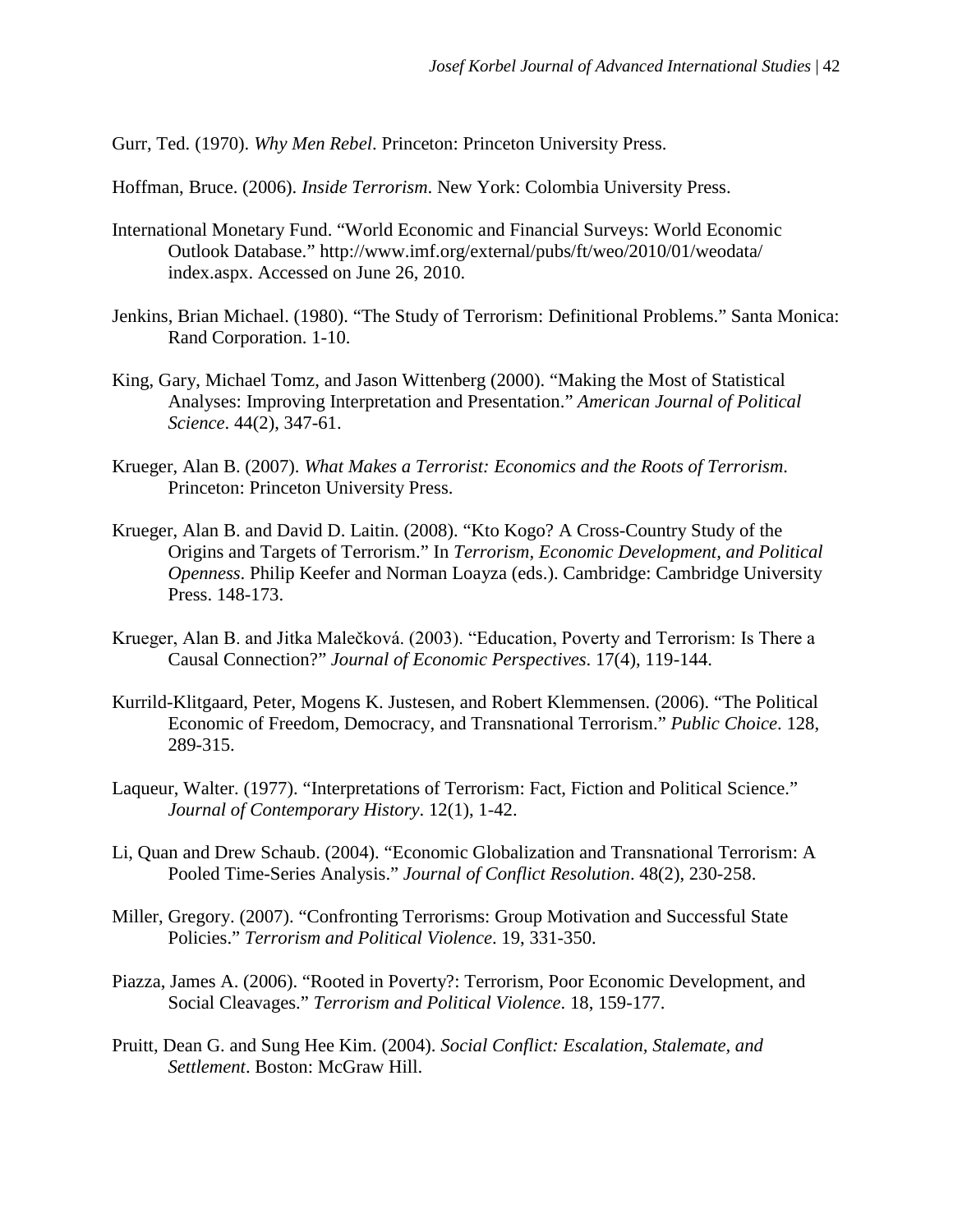Gurr, Ted. (1970). *Why Men Rebel*. Princeton: Princeton University Press.

Hoffman, Bruce. (2006). *Inside Terrorism*. New York: Colombia University Press.

International Monetary Fund. "World Economic and Financial Surveys: World Economic Outlook Database." http://www.imf.org/external/pubs/ft/weo/2010/01/weodata/index.aspx. Accessed on June 26, 2010.

Jenkins, Brian Michael. (1980). "The Study of Terrorism: Definitional Problems." Santa Monica: Rand Corporation. 1-10.

King, Gary, Michael Tomz, and Jason Wittenberg (2000). "Making the Most of Statistical Analyses: Improving Interpretation and Presentation." *American Journal of Political Science*. 44(2), 347-61.

Krueger, Alan B. (2007). *What Makes a Terrorist: Economics and the Roots of Terrorism*. Princeton: Princeton University Press.

Krueger, Alan B. and David D. Laitin. (2008). "Kto Kogo? A Cross-Country Study of the Origins and Targets of Terrorism." In *Terrorism, Economic Development, and Political Openness*. Philip Keefer and Norman Loayza (eds.). Cambridge: Cambridge University Press. 148-173.

Krueger, Alan B. and Jitka Malečková. (2003). "Education, Poverty and Terrorism: Is There a Causal Connection?" *Journal of Economic Perspectives*. 17(4), 119-144.

Kurrild-Klitgaard, Peter, Mogens K. Justesen, and Robert Klemmensen. (2006). "The Political Economic of Freedom, Democracy, and Transnational Terrorism." *Public Choice*. 128, 289-315.

Laqueur, Walter. (1977). "Interpretations of Terrorism: Fact, Fiction and Political Science." *Journal of Contemporary History*. 12(1), 1-42.

Li, Quan and Drew Schaub. (2004). "Economic Globalization and Transnational Terrorism: A Pooled Time-Series Analysis." *Journal of Conflict Resolution*. 48(2), 230-258.

Miller, Gregory. (2007). "Confronting Terrorisms: Group Motivation and Successful State Policies." *Terrorism and Political Violence*. 19, 331-350.

Piazza, James A. (2006). "Rooted in Poverty?: Terrorism, Poor Economic Development, and Social Cleavages." *Terrorism and Political Violence*. 18, 159-177.

Pruitt, Dean G. and Sung Hee Kim. (2004). *Social Conflict: Escalation, Stalemate, and Settlement*. Boston: McGraw Hill.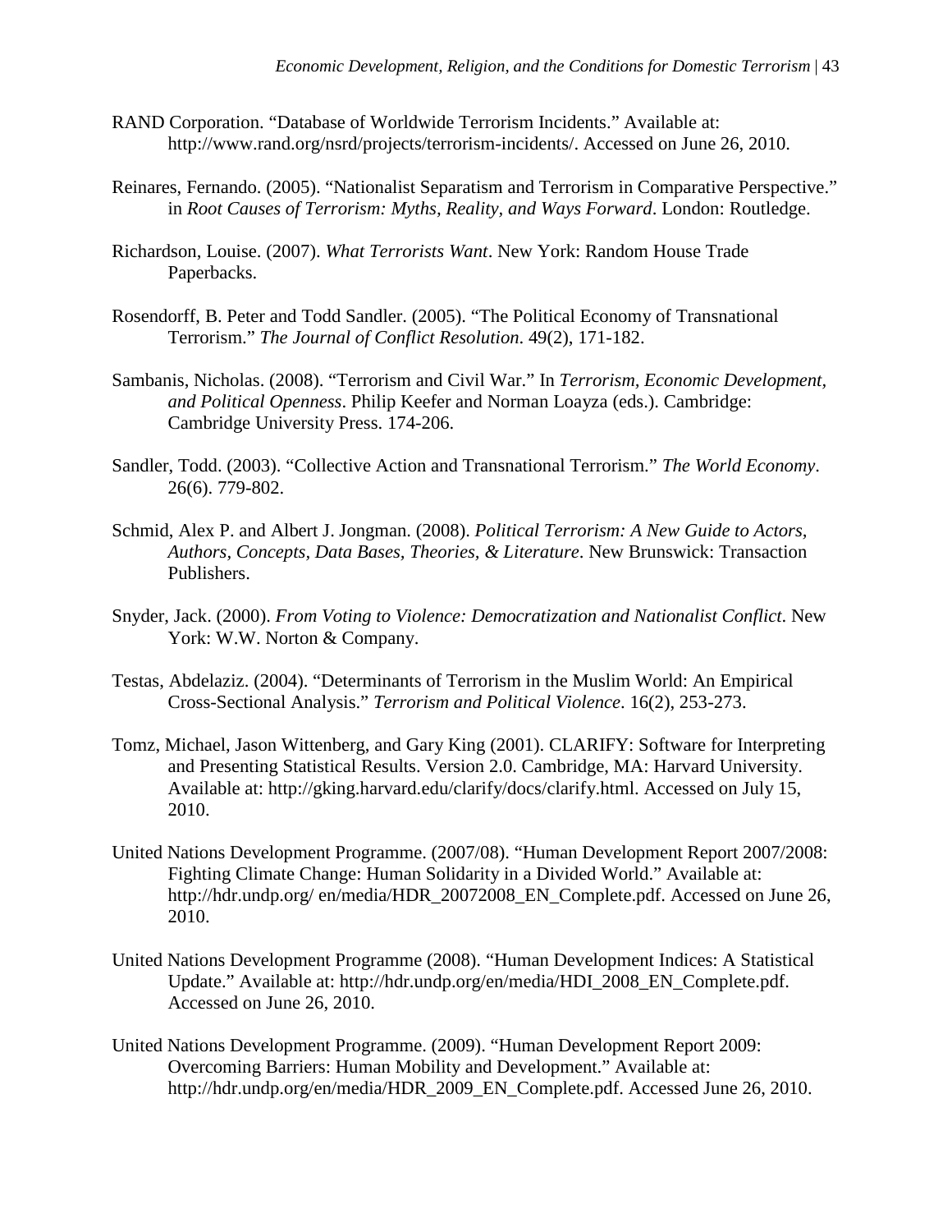RAND Corporation. "Database of Worldwide Terrorism Incidents." Available at: http://www.rand.org/nsrd/projects/terrorism-incidents/. Accessed on June 26, 2010.

Reinares, Fernando. (2005). "Nationalist Separatism and Terrorism in Comparative Perspective." in *Root Causes of Terrorism: Myths, Reality, and Ways Forward*. London: Routledge.

Richardson, Louise. (2007). *What Terrorists Want*. New York: Random House Trade Paperbacks.

Rosendorff, B. Peter and Todd Sandler. (2005). "The Political Economy of Transnational Terrorism." *The Journal of Conflict Resolution*. 49(2), 171-182.

Sambanis, Nicholas. (2008). "Terrorism and Civil War." In *Terrorism, Economic Development, and Political Openness*. Philip Keefer and Norman Loayza (eds.). Cambridge: Cambridge University Press. 174-206.

Sandler, Todd. (2003). "Collective Action and Transnational Terrorism." *The World Economy*. 26(6). 779-802.

Schmid, Alex P. and Albert J. Jongman. (2008). *Political Terrorism: A New Guide to Actors, Authors, Concepts, Data Bases, Theories, & Literature*. New Brunswick: Transaction Publishers.

Snyder, Jack. (2000). *From Voting to Violence: Democratization and Nationalist Conflict*. New York: W.W. Norton & Company.

Testas, Abdelaziz. (2004). "Determinants of Terrorism in the Muslim World: An Empirical Cross-Sectional Analysis." *Terrorism and Political Violence*. 16(2), 253-273.

Tomz, Michael, Jason Wittenberg, and Gary King (2001). CLARIFY: Software for Interpreting and Presenting Statistical Results. Version 2.0. Cambridge, MA: Harvard University. Available at: http://gking.harvard.edu/clarify/docs/clarify.html. Accessed on July 15, 2010.

United Nations Development Programme. (2007/08). "Human Development Report 2007/2008: Fighting Climate Change: Human Solidarity in a Divided World." Available at: http://hdr.undp.org/ en/media/HDR_20072008_EN_Complete.pdf. Accessed on June 26, 2010.

United Nations Development Programme (2008). "Human Development Indices: A Statistical Update." Available at: http://hdr.undp.org/en/media/HDI_2008_EN_Complete.pdf. Accessed on June 26, 2010.

United Nations Development Programme. (2009). "Human Development Report 2009: Overcoming Barriers: Human Mobility and Development." Available at: http://hdr.undp.org/en/media/HDR_2009_EN_Complete.pdf. Accessed June 26, 2010.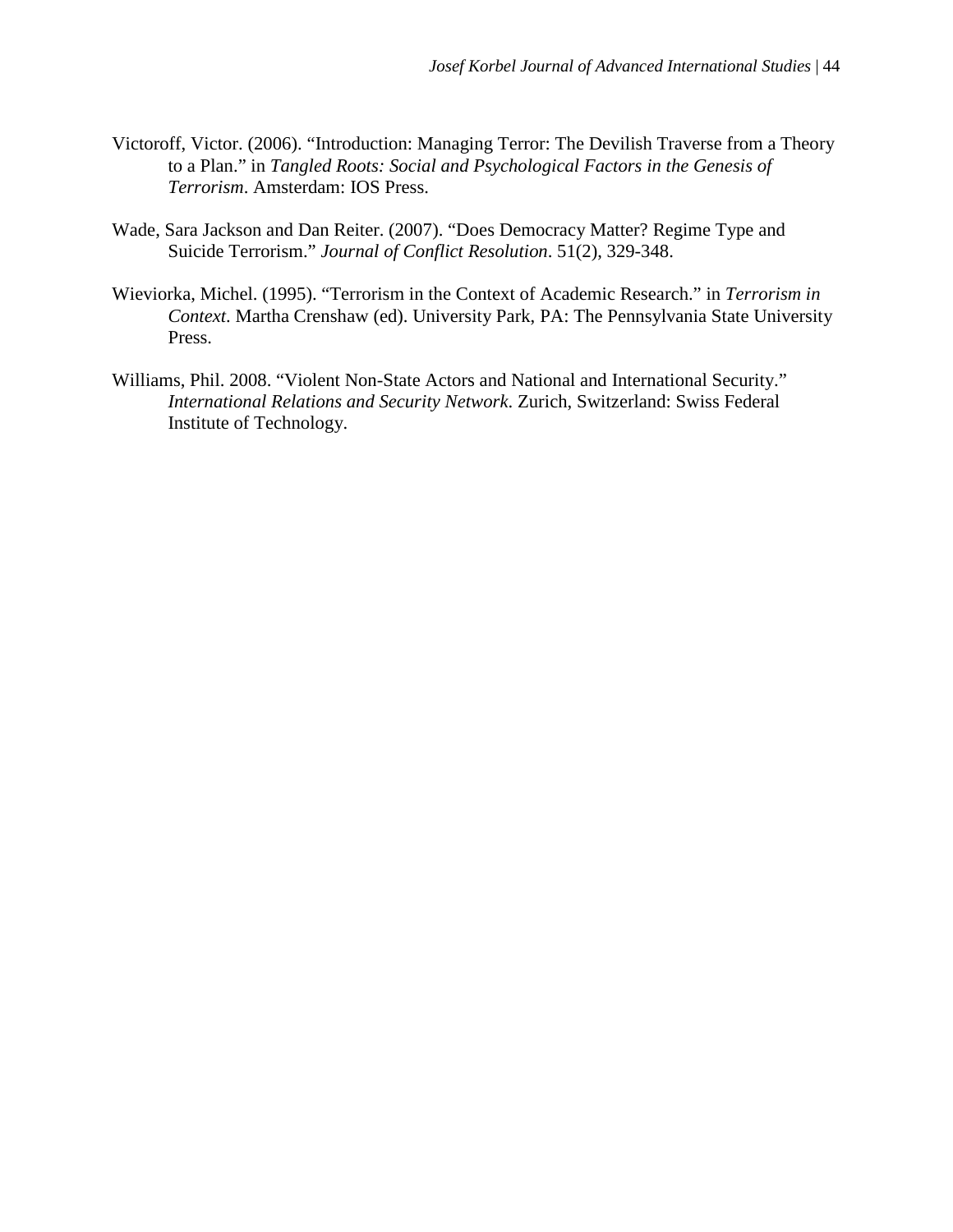Victoroff, Victor. (2006). “Introduction: Managing Terror: The Devilish Traverse from a Theory to a Plan.” in *Tangled Roots: Social and Psychological Factors in the Genesis of Terrorism*. Amsterdam: IOS Press.

Wade, Sara Jackson and Dan Reiter. (2007). “Does Democracy Matter? Regime Type and Suicide Terrorism.” *Journal of Conflict Resolution*. 51(2), 329-348.

Wieviorka, Michel. (1995). “Terrorism in the Context of Academic Research.” in *Terrorism in Context*. Martha Crenshaw (ed). University Park, PA: The Pennsylvania State University Press.

Williams, Phil. 2008. “Violent Non-State Actors and National and International Security.” *International Relations and Security Network.* Zurich, Switzerland: Swiss Federal Institute of Technology.